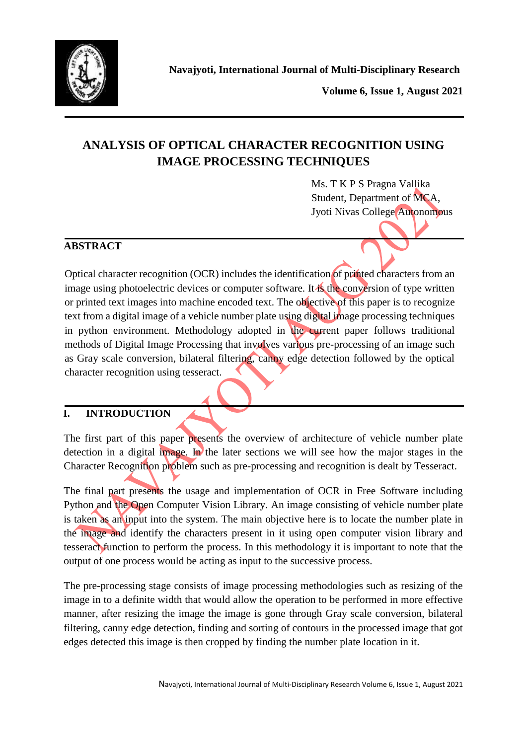# ANALYSIS OF OPTICAL CHARACTER RECOGNITION USING IMAGE PROCESSING TECHNIQUES

Ms. T K P S Pragna Vallika
Student, Department of MCA,
Jyoti Nivas College Autonomous

## ABSTRACT

Optical character recognition (OCR) includes the identification of printed characters from an image using photoelectric devices or computer software. It is the conversion of type written or printed text images into machine encoded text. The objective of this paper is to recognize text from a digital image of a vehicle number plate using digital image processing techniques in python environment. Methodology adopted in the current paper follows traditional methods of Digital Image Processing that involves various pre-processing of an image such as Gray scale conversion, bilateral filtering, canny edge detection followed by the optical character recognition using tesseract.

## I. INTRODUCTION

The first part of this paper presents the overview of architecture of vehicle number plate detection in a digital image. In the later sections we will see how the major stages in the Character Recognition problem such as pre-processing and recognition is dealt by Tesseract.

The final part presents the usage and implementation of OCR in Free Software including Python and the Open Computer Vision Library. An image consisting of vehicle number plate is taken as an input into the system. The main objective here is to locate the number plate in the image and identify the characters present in it using open computer vision library and tesseract function to perform the process. In this methodology it is important to note that the output of one process would be acting as input to the successive process.

The pre-processing stage consists of image processing methodologies such as resizing of the image in to a definite width that would allow the operation to be performed in more effective manner, after resizing the image the image is gone through Gray scale conversion, bilateral filtering, canny edge detection, finding and sorting of contours in the processed image that got edges detected this image is then cropped by finding the number plate location in it.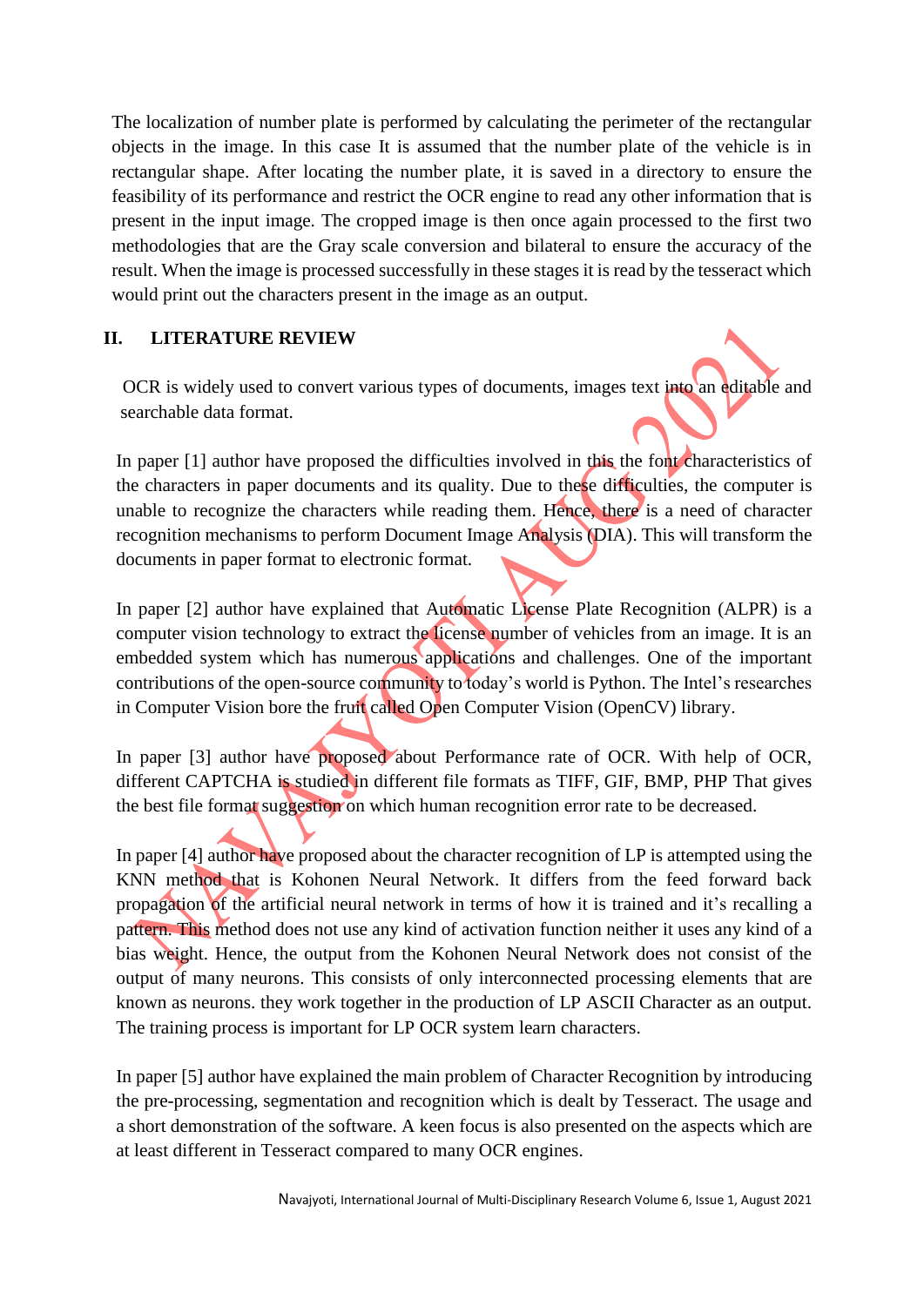The localization of number plate is performed by calculating the perimeter of the rectangular objects in the image. In this case It is assumed that the number plate of the vehicle is in rectangular shape. After locating the number plate, it is saved in a directory to ensure the feasibility of its performance and restrict the OCR engine to read any other information that is present in the input image. The cropped image is then once again processed to the first two methodologies that are the Gray scale conversion and bilateral to ensure the accuracy of the result. When the image is processed successfully in these stages it is read by the tesseract which would print out the characters present in the image as an output.

## II. LITERATURE REVIEW

OCR is widely used to convert various types of documents, images text into an editable and searchable data format.

In paper [1] author have proposed the difficulties involved in this the font characteristics of the characters in paper documents and its quality. Due to these difficulties, the computer is unable to recognize the characters while reading them. Hence, there is a need of character recognition mechanisms to perform Document Image Analysis (DIA). This will transform the documents in paper format to electronic format.

In paper [2] author have explained that Automatic License Plate Recognition (ALPR) is a computer vision technology to extract the license number of vehicles from an image. It is an embedded system which has numerous applications and challenges. One of the important contributions of the open-source community to today's world is Python. The Intel's researches in Computer Vision bore the fruit called Open Computer Vision (OpenCV) library.

In paper [3] author have proposed about Performance rate of OCR. With help of OCR, different CAPTCHA is studied in different file formats as TIFF, GIF, BMP, PHP That gives the best file format suggestion on which human recognition error rate to be decreased.

In paper [4] author have proposed about the character recognition of LP is attempted using the KNN method that is Kohonen Neural Network. It differs from the feed forward back propagation of the artificial neural network in terms of how it is trained and it's recalling a pattern. This method does not use any kind of activation function neither it uses any kind of a bias weight. Hence, the output from the Kohonen Neural Network does not consist of the output of many neurons. This consists of only interconnected processing elements that are known as neurons. they work together in the production of LP ASCII Character as an output. The training process is important for LP OCR system learn characters.

In paper [5] author have explained the main problem of Character Recognition by introducing the pre-processing, segmentation and recognition which is dealt by Tesseract. The usage and a short demonstration of the software. A keen focus is also presented on the aspects which are at least different in Tesseract compared to many OCR engines.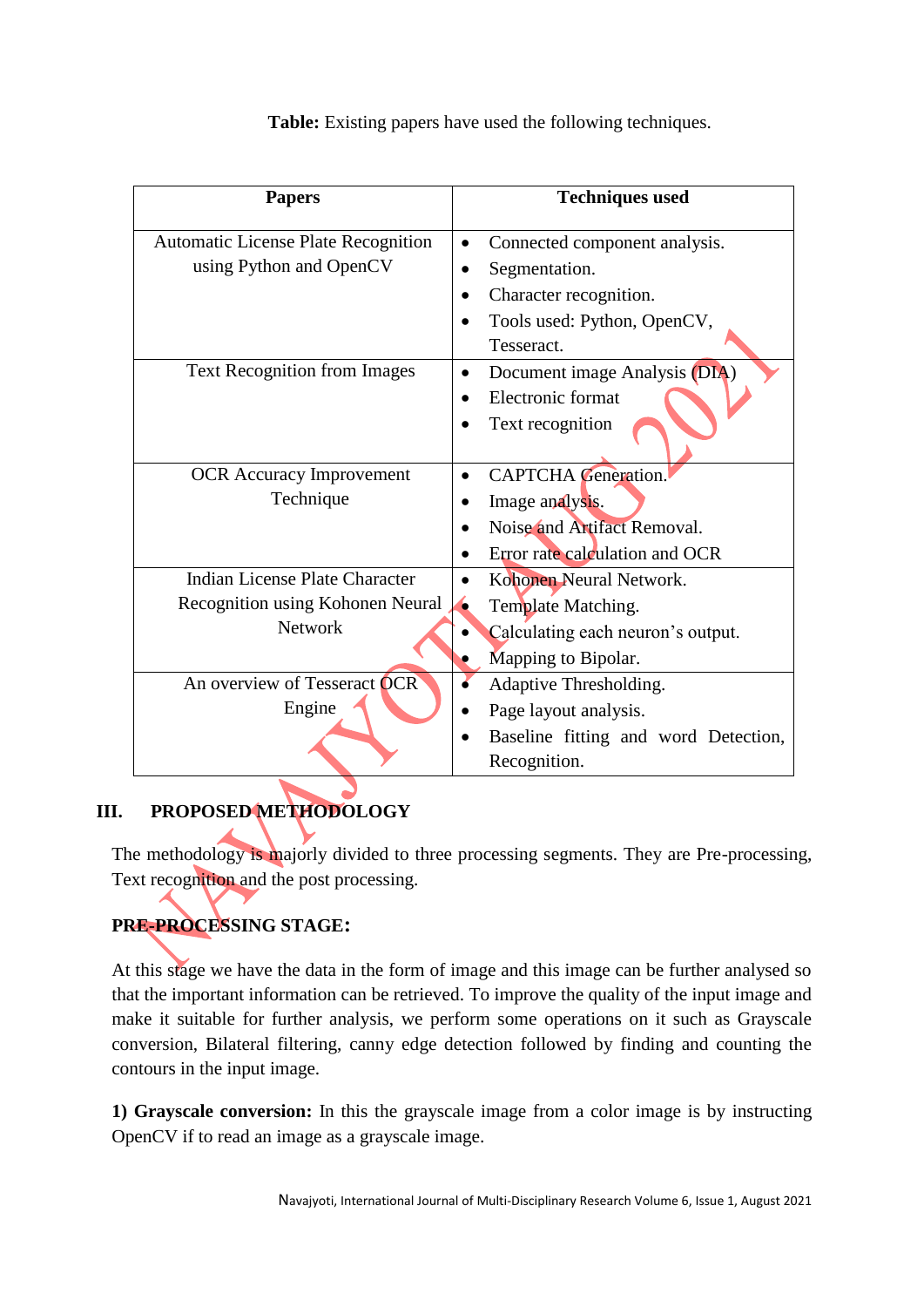**Table:** Existing papers have used the following techniques.

| Papers | Techniques used |
| --- | --- |
| Automatic License Plate Recognition using Python and OpenCV | • Connected component analysis.<br>• Segmentation.<br>• Character recognition.<br>• Tools used: Python, OpenCV, Tesseract. |
| Text Recognition from Images | • Document image Analysis (DIA)<br>• Electronic format<br>• Text recognition |
| OCR Accuracy Improvement Technique | • CAPTCHA Generation.<br>• Image analysis.<br>• Noise and Artifact Removal.<br>• Error rate calculation and OCR |
| Indian License Plate Character Recognition using Kohonen Neural Network | • Kohonen Neural Network.<br>• Template Matching.<br>• Calculating each neuron's output.<br>• Mapping to Bipolar. |
| An overview of Tesseract OCR Engine | • Adaptive Thresholding.<br>• Page layout analysis.<br>• Baseline fitting and word Detection, Recognition. |

## III. PROPOSED METHODOLOGY

The methodology is majorly divided to three processing segments. They are Pre-processing, Text recognition and the post processing.

### PRE-PROCESSING STAGE:

At this stage we have the data in the form of image and this image can be further analysed so that the important information can be retrieved. To improve the quality of the input image and make it suitable for further analysis, we perform some operations on it such as Grayscale conversion, Bilateral filtering, canny edge detection followed by finding and counting the contours in the input image.

**1) Grayscale conversion:** In this the grayscale image from a color image is by instructing OpenCV if to read an image as a grayscale image.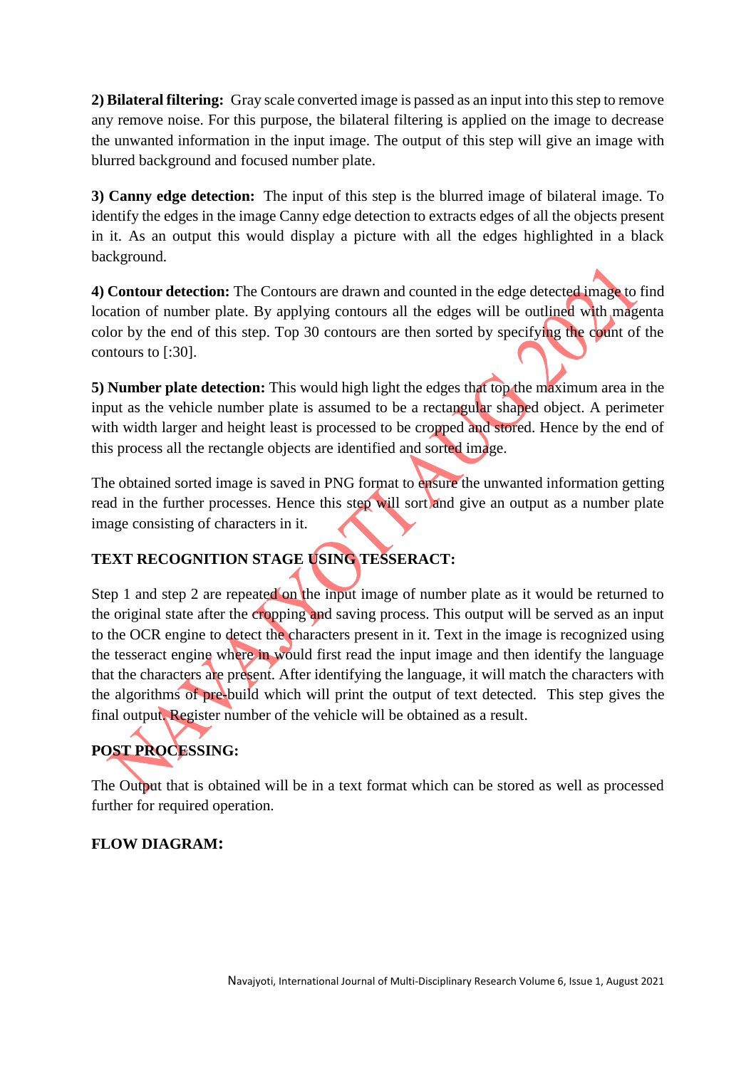**2) Bilateral filtering:** Gray scale converted image is passed as an input into this step to remove any remove noise. For this purpose, the bilateral filtering is applied on the image to decrease the unwanted information in the input image. The output of this step will give an image with blurred background and focused number plate.

**3) Canny edge detection:** The input of this step is the blurred image of bilateral image. To identify the edges in the image Canny edge detection to extracts edges of all the objects present in it. As an output this would display a picture with all the edges highlighted in a black background.

**4) Contour detection:** The Contours are drawn and counted in the edge detected image to find location of number plate. By applying contours all the edges will be outlined with magenta color by the end of this step. Top 30 contours are then sorted by specifying the count of the contours to [:30].

**5) Number plate detection:** This would high light the edges that top the maximum area in the input as the vehicle number plate is assumed to be a rectangular shaped object. A perimeter with width larger and height least is processed to be cropped and stored. Hence by the end of this process all the rectangle objects are identified and sorted image.

The obtained sorted image is saved in PNG format to ensure the unwanted information getting read in the further processes. Hence this step will sort and give an output as a number plate image consisting of characters in it.

**TEXT RECOGNITION STAGE USING TESSERACT:**

Step 1 and step 2 are repeated on the input image of number plate as it would be returned to the original state after the cropping and saving process. This output will be served as an input to the OCR engine to detect the characters present in it. Text in the image is recognized using the tesseract engine where in would first read the input image and then identify the language that the characters are present. After identifying the language, it will match the characters with the algorithms of pre-build which will print the output of text detected. This step gives the final output. Register number of the vehicle will be obtained as a result.

**POST PROCESSING:**

The Output that is obtained will be in a text format which can be stored as well as processed further for required operation.

**FLOW DIAGRAM:**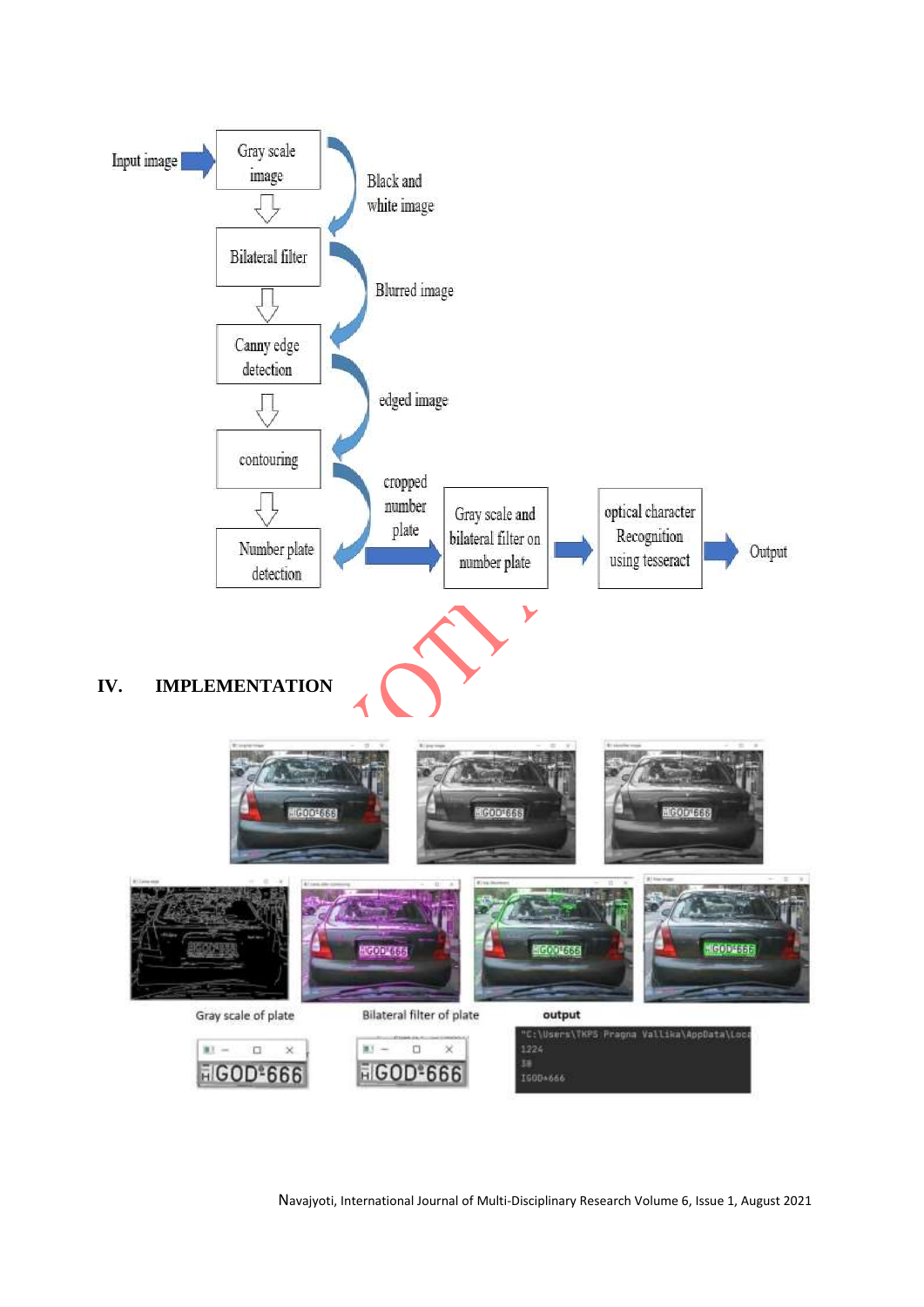Input image → Gray scale image → (Black and white image) → Bilateral filter → (Blurred image) → Canny edge detection → (edged image) → contouring → Number plate detection → (cropped number plate) → Gray scale and bilateral filter on number plate → optical character Recognition using tesseract → Output

## IV. IMPLEMENTATION

Gray scale of plate

Bilateral filter of plate

output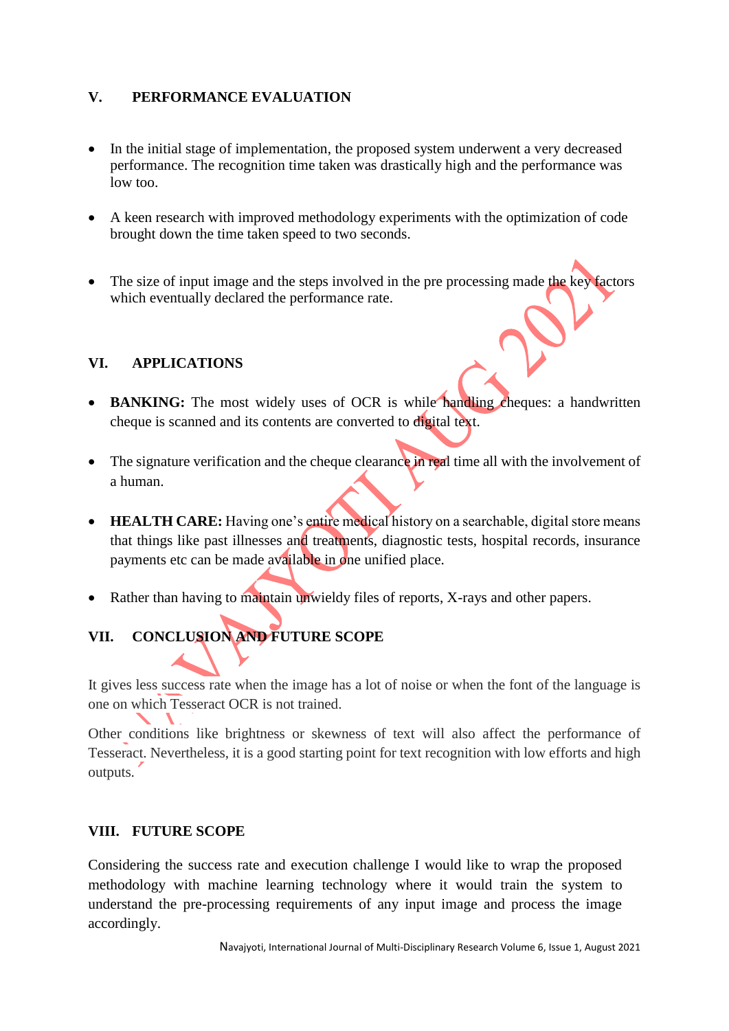## V. PERFORMANCE EVALUATION

- In the initial stage of implementation, the proposed system underwent a very decreased performance. The recognition time taken was drastically high and the performance was low too.

- A keen research with improved methodology experiments with the optimization of code brought down the time taken speed to two seconds.

- The size of input image and the steps involved in the pre processing made the key factors which eventually declared the performance rate.

## VI. APPLICATIONS

- **BANKING:** The most widely uses of OCR is while handling cheques: a handwritten cheque is scanned and its contents are converted to digital text.

- The signature verification and the cheque clearance in real time all with the involvement of a human.

- **HEALTH CARE:** Having one's entire medical history on a searchable, digital store means that things like past illnesses and treatments, diagnostic tests, hospital records, insurance payments etc can be made available in one unified place.

- Rather than having to maintain unwieldy files of reports, X-rays and other papers.

## VII. CONCLUSION AND FUTURE SCOPE

It gives less success rate when the image has a lot of noise or when the font of the language is one on which Tesseract OCR is not trained.

Other conditions like brightness or skewness of text will also affect the performance of Tesseract. Nevertheless, it is a good starting point for text recognition with low efforts and high outputs.

## VIII. FUTURE SCOPE

Considering the success rate and execution challenge I would like to wrap the proposed methodology with machine learning technology where it would train the system to understand the pre-processing requirements of any input image and process the image accordingly.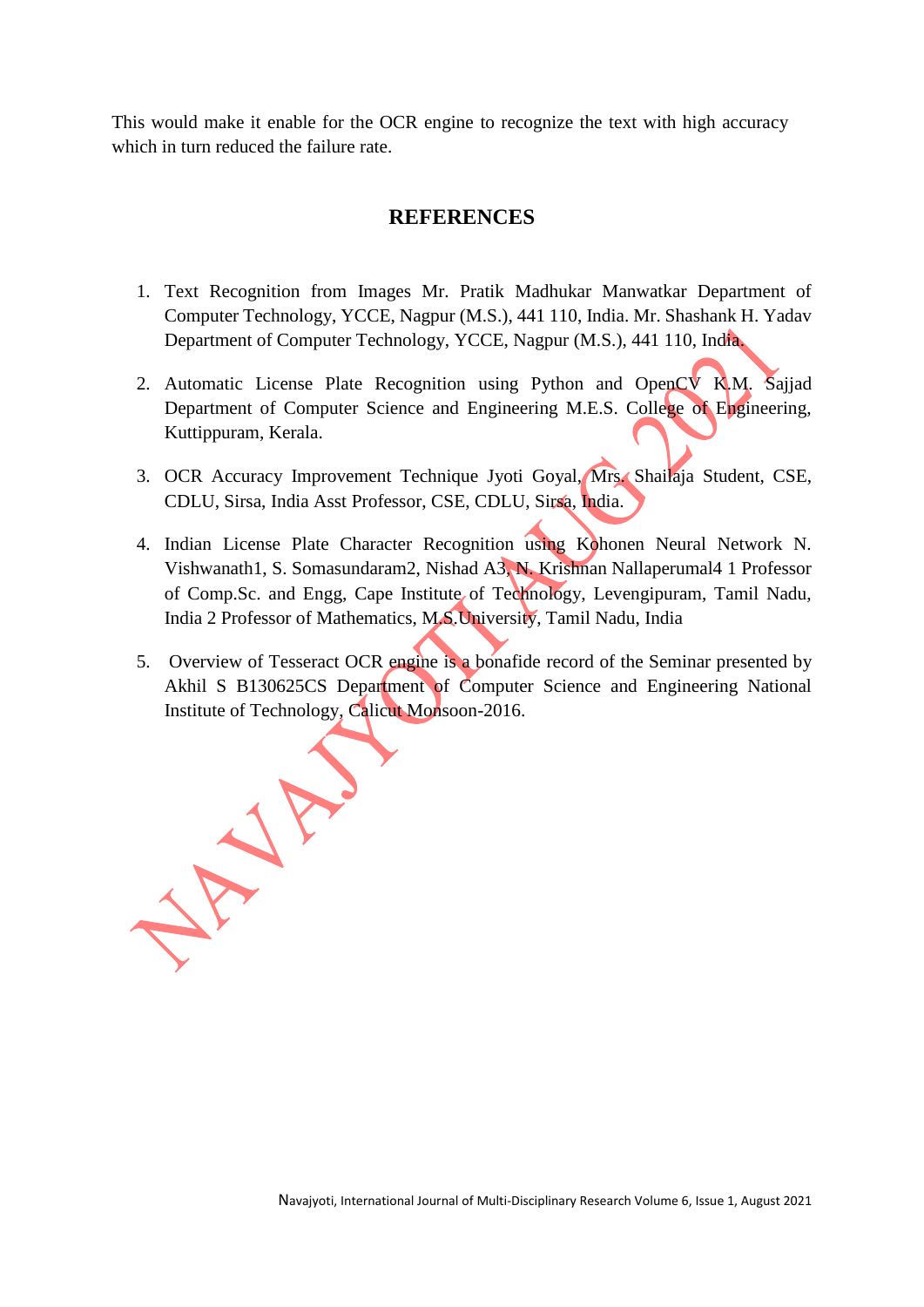This would make it enable for the OCR engine to recognize the text with high accuracy which in turn reduced the failure rate.

## REFERENCES

1. Text Recognition from Images Mr. Pratik Madhukar Manwatkar Department of Computer Technology, YCCE, Nagpur (M.S.), 441 110, India. Mr. Shashank H. Yadav Department of Computer Technology, YCCE, Nagpur (M.S.), 441 110, India.

2. Automatic License Plate Recognition using Python and OpenCV K.M. Sajjad Department of Computer Science and Engineering M.E.S. College of Engineering, Kuttippuram, Kerala.

3. OCR Accuracy Improvement Technique Jyoti Goyal, Mrs. Shailaja Student, CSE, CDLU, Sirsa, India Asst Professor, CSE, CDLU, Sirsa, India.

4. Indian License Plate Character Recognition using Kohonen Neural Network N. Vishwanath1, S. Somasundaram2, Nishad A3, N. Krishnan Nallaperumal4 1 Professor of Comp.Sc. and Engg, Cape Institute of Technology, Levengipuram, Tamil Nadu, India 2 Professor of Mathematics, M.S.University, Tamil Nadu, India

5. Overview of Tesseract OCR engine is a bonafide record of the Seminar presented by Akhil S B130625CS Department of Computer Science and Engineering National Institute of Technology, Calicut Monsoon-2016.